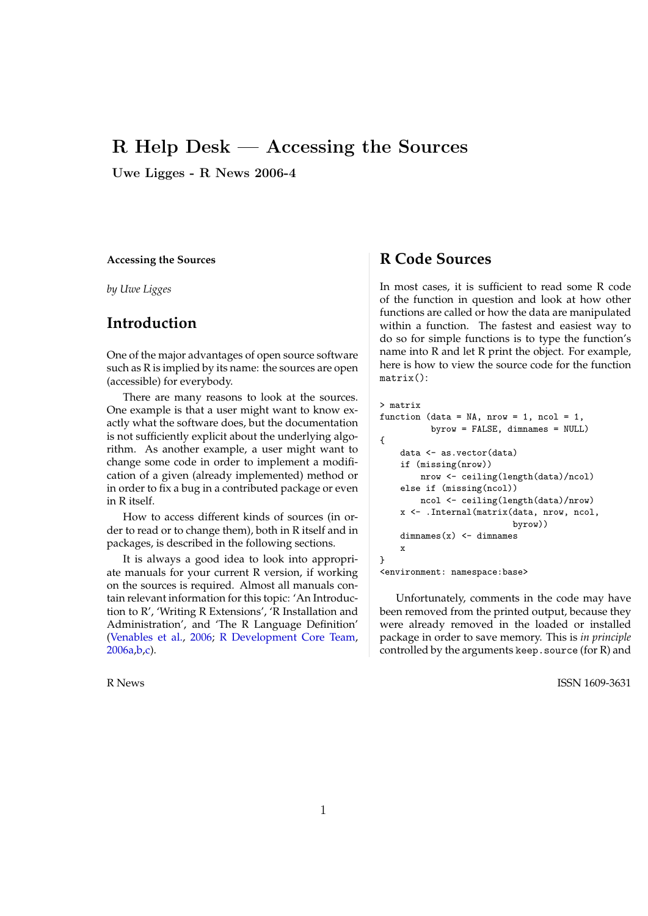# R Help Desk — Accessing the Sources

**Uwe Ligges - R News 2006-4**

**Accessing the Sources**

*by Uwe Ligges*

## Introduction

One of the major advantages of open source software such as R is implied by its name: the sources are open (accessible) for everybody.

There are many reasons to look at the sources. One example is that a user might want to know exactly what the software does, but the documentation is not sufficiently explicit about the underlying algorithm. As another example, a user might want to change some code in order to implement a modification of a given (already implemented) method or in order to fix a bug in a contributed package or even in R itself.

How to access different kinds of sources (in order to read or to change them), both in R itself and in packages, is described in the following sections.

It is always a good idea to look into appropriate manuals for your current R version, if working on the sources is required. Almost all manuals contain relevant information for this topic: 'An Introduction to R', 'Writing R Extensions', 'R Installation and Administration', and 'The R Language Definition' (Venables et al., 2006; R Development Core Team, 2006a,b,c).

## R Code Sources

In most cases, it is sufficient to read some R code of the function in question and look at how other functions are called or how the data are manipulated within a function. The fastest and easiest way to do so for simple functions is to type the function's name into R and let R print the object. For example, here is how to view the source code for the function `matrix()`:

```
> matrix
function (data = NA, nrow = 1, ncol = 1,
          byrow = FALSE, dimnames = NULL)
{
    data <- as.vector(data)
    if (missing(nrow))
        nrow <- ceiling(length(data)/ncol)
    else if (missing(ncol))
        ncol <- ceiling(length(data)/nrow)
    x <- .Internal(matrix(data, nrow, ncol,
                          byrow))
    dimnames(x) <- dimnames
    x
}
<environment: namespace:base>
```

Unfortunately, comments in the code may have been removed from the printed output, because they were already removed in the loaded or installed package in order to save memory. This is *in principle* controlled by the arguments `keep.source` (for R) and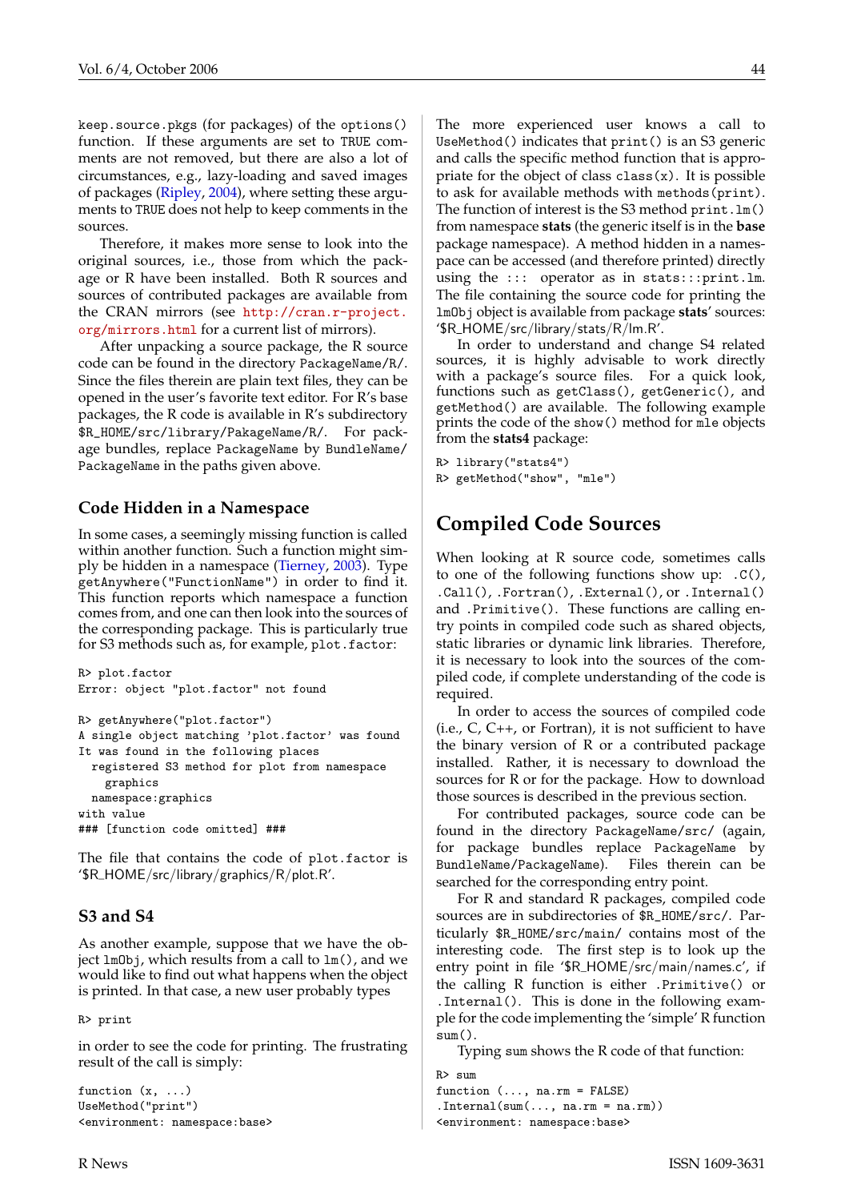keep.source.pkgs (for packages) of the options() function. If these arguments are set to TRUE comments are not removed, but there are also a lot of circumstances, e.g., lazy-loading and saved images of packages (Ripley, 2004), where setting these arguments to TRUE does not help to keep comments in the sources.

Therefore, it makes more sense to look into the original sources, i.e., those from which the package or R have been installed. Both R sources and sources of contributed packages are available from the CRAN mirrors (see http://cran.r-project.org/mirrors.html for a current list of mirrors).

After unpacking a source package, the R source code can be found in the directory PackageName/R/. Since the files therein are plain text files, they can be opened in the user's favorite text editor. For R's base packages, the R code is available in R's subdirectory $R_HOME/src/library/PakageName/R/. For package bundles, replace PackageName by BundleName/PackageName in the paths given above.

## Code Hidden in a Namespace

In some cases, a seemingly missing function is called within another function. Such a function might simply be hidden in a namespace (Tierney, 2003). Type getAnywhere("FunctionName") in order to find it. This function reports which namespace a function comes from, and one can then look into the sources of the corresponding package. This is particularly true for S3 methods such as, for example, plot.factor:

```
R> plot.factor
Error: object "plot.factor" not found

R> getAnywhere("plot.factor")
A single object matching 'plot.factor' was found
It was found in the following places
  registered S3 method for plot from namespace
    graphics
  namespace:graphics
with value
### [function code omitted] ###
```

The file that contains the code of plot.factor is '$R_HOME/src/library/graphics/R/plot.R'.

## S3 and S4

As another example, suppose that we have the object lmObj, which results from a call to lm(), and we would like to find out what happens when the object is printed. In that case, a new user probably types

```
R> print
```

in order to see the code for printing. The frustrating result of the call is simply:

```
function (x, ...)
UseMethod("print")
<environment: namespace:base>
```

The more experienced user knows a call to UseMethod() indicates that print() is an S3 generic and calls the specific method function that is appropriate for the object of class class(x). It is possible to ask for available methods with methods(print). The function of interest is the S3 method print.lm() from namespace **stats** (the generic itself is in the **base** package namespace). A method hidden in a namespace can be accessed (and therefore printed) directly using the ::: operator as in stats:::print.lm. The file containing the source code for printing the lmObj object is available from package **stats**' sources: '$R_HOME/src/library/stats/R/lm.R'.

In order to understand and change S4 related sources, it is highly advisable to work directly with a package's source files. For a quick look, functions such as getClass(), getGeneric(), and getMethod() are available. The following example prints the code of the show() method for mle objects from the **stats4** package:

```
R> library("stats4")
R> getMethod("show", "mle")
```

# Compiled Code Sources

When looking at R source code, sometimes calls to one of the following functions show up: .C(), .Call(), .Fortran(), .External(), or .Internal() and .Primitive(). These functions are calling entry points in compiled code such as shared objects, static libraries or dynamic link libraries. Therefore, it is necessary to look into the sources of the compiled code, if complete understanding of the code is required.

In order to access the sources of compiled code (i.e., C, C++, or Fortran), it is not sufficient to have the binary version of R or a contributed package installed. Rather, it is necessary to download the sources for R or for the package. How to download those sources is described in the previous section.

For contributed packages, source code can be found in the directory PackageName/src/ (again, for package bundles replace PackageName by BundleName/PackageName). Files therein can be searched for the corresponding entry point.

For R and standard R packages, compiled code sources are in subdirectories of $R_HOME/src/. Particularly $R_HOME/src/main/ contains most of the interesting code. The first step is to look up the entry point in file '$R_HOME/src/main/names.c', if the calling R function is either .Primitive() or .Internal(). This is done in the following example for the code implementing the 'simple' R function sum().

Typing sum shows the R code of that function:

```
R> sum
function (..., na.rm = FALSE)
.Internal(sum(..., na.rm = na.rm))
<environment: namespace:base>
```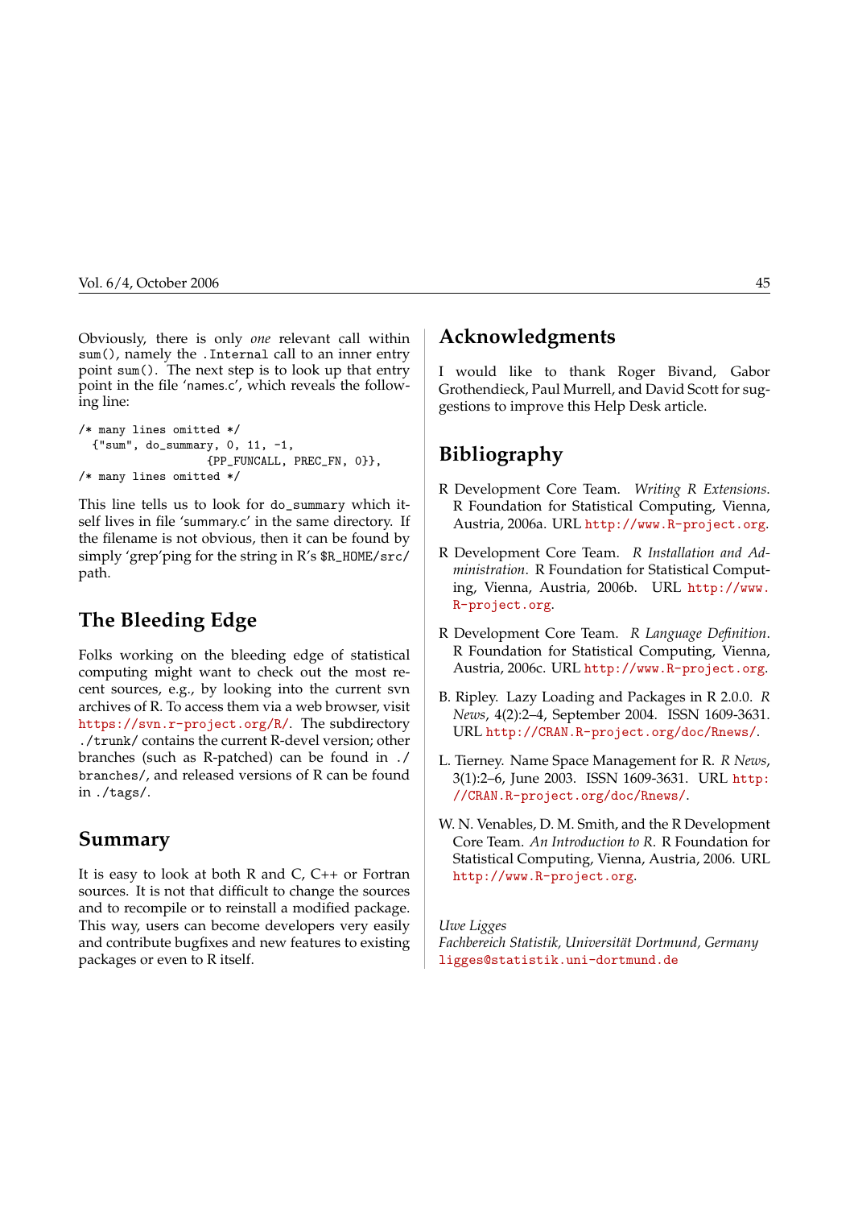Obviously, there is only *one* relevant call within `sum()`, namely the `.Internal` call to an inner entry point `sum()`. The next step is to look up that entry point in the file 'names.c', which reveals the following line:

```
/* many lines omitted */
  {"sum", do_summary, 0, 11, -1,
                  {PP_FUNCALL, PREC_FN, 0}},
/* many lines omitted */
```

This line tells us to look for `do_summary` which itself lives in file 'summary.c' in the same directory. If the filename is not obvious, then it can be found by simply 'grep'ping for the string in R's `$R_HOME/src/` path.

## The Bleeding Edge

Folks working on the bleeding edge of statistical computing might want to check out the most recent sources, e.g., by looking into the current svn archives of R. To access them via a web browser, visit https://svn.r-project.org/R/. The subdirectory `./trunk/` contains the current R-devel version; other branches (such as R-patched) can be found in `./branches/`, and released versions of R can be found in `./tags/`.

## Summary

It is easy to look at both R and C, C++ or Fortran sources. It is not that difficult to change the sources and to recompile or to reinstall a modified package. This way, users can become developers very easily and contribute bugfixes and new features to existing packages or even to R itself.

## Acknowledgments

I would like to thank Roger Bivand, Gabor Grothendieck, Paul Murrell, and David Scott for suggestions to improve this Help Desk article.

## Bibliography

R Development Core Team. *Writing R Extensions*. R Foundation for Statistical Computing, Vienna, Austria, 2006a. URL http://www.R-project.org.

R Development Core Team. *R Installation and Administration*. R Foundation for Statistical Computing, Vienna, Austria, 2006b. URL http://www.R-project.org.

R Development Core Team. *R Language Definition*. R Foundation for Statistical Computing, Vienna, Austria, 2006c. URL http://www.R-project.org.

B. Ripley. Lazy Loading and Packages in R 2.0.0. *R News*, 4(2):2–4, September 2004. ISSN 1609-3631. URL http://CRAN.R-project.org/doc/Rnews/.

L. Tierney. Name Space Management for R. *R News*, 3(1):2–6, June 2003. ISSN 1609-3631. URL http://CRAN.R-project.org/doc/Rnews/.

W. N. Venables, D. M. Smith, and the R Development Core Team. *An Introduction to R*. R Foundation for Statistical Computing, Vienna, Austria, 2006. URL http://www.R-project.org.

*Uwe Ligges*
*Fachbereich Statistik, Universität Dortmund, Germany*
ligges@statistik.uni-dortmund.de